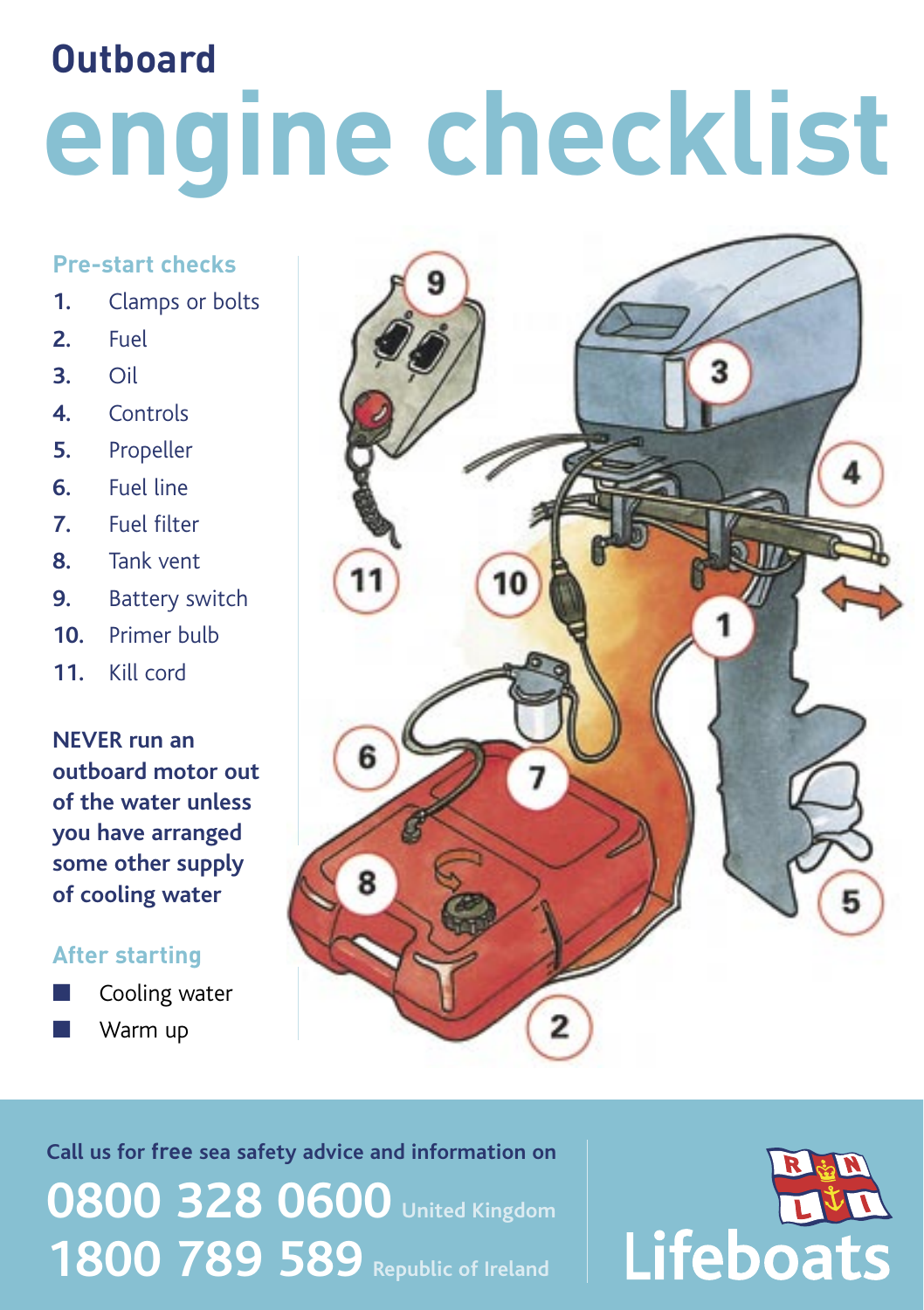# Outboard engine checklist

### Pre-start checks

1. Clamps or bolts
2. Fuel
3. Oil
4. Controls
5. Propeller
6. Fuel line
7. Fuel filter
8. Tank vent
9. Battery switch
10. Primer bulb
11. Kill cord

**NEVER run an outboard motor out of the water unless you have arranged some other supply of cooling water**

### After starting

- Cooling water
- Warm up

Call us for **free** sea safety advice and information on

**0800 328 0600** United Kingdom
**1800 789 589** Republic of Ireland

RNLI Lifeboats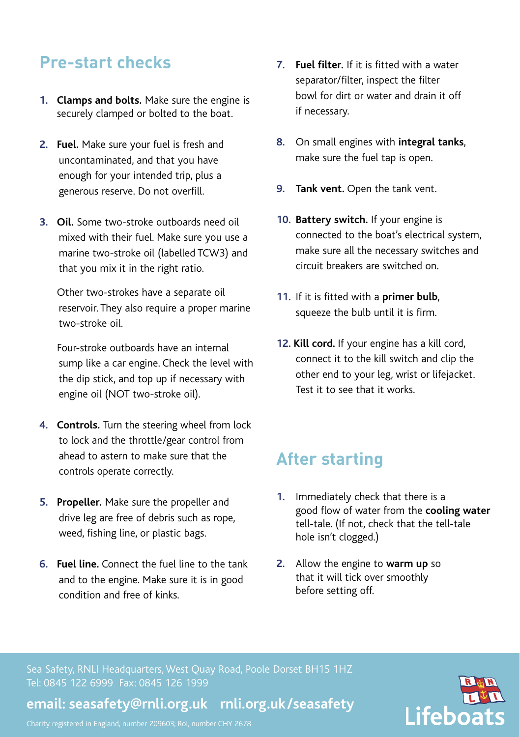## Pre-start checks

1. **Clamps and bolts.** Make sure the engine is securely clamped or bolted to the boat.
2. **Fuel.** Make sure your fuel is fresh and uncontaminated, and that you have enough for your intended trip, plus a generous reserve. Do not overfill.
3. **Oil.** Some two-stroke outboards need oil mixed with their fuel. Make sure you use a marine two-stroke oil (labelled TCW3) and that you mix it in the right ratio.

   Other two-strokes have a separate oil reservoir. They also require a proper marine two-stroke oil.

   Four-stroke outboards have an internal sump like a car engine. Check the level with the dip stick, and top up if necessary with engine oil (NOT two-stroke oil).
4. **Controls.** Turn the steering wheel from lock to lock and the throttle/gear control from ahead to astern to make sure that the controls operate correctly.
5. **Propeller.** Make sure the propeller and drive leg are free of debris such as rope, weed, fishing line, or plastic bags.
6. **Fuel line.** Connect the fuel line to the tank and to the engine. Make sure it is in good condition and free of kinks.
7. **Fuel filter.** If it is fitted with a water separator/filter, inspect the filter bowl for dirt or water and drain it off if necessary.
8. On small engines with **integral tanks**, make sure the fuel tap is open.
9. **Tank vent.** Open the tank vent.
10. **Battery switch.** If your engine is connected to the boat's electrical system, make sure all the necessary switches and circuit breakers are switched on.
11. If it is fitted with a **primer bulb**, squeeze the bulb until it is firm.
12. **Kill cord.** If your engine has a kill cord, connect it to the kill switch and clip the other end to your leg, wrist or lifejacket. Test it to see that it works.

## After starting

1. Immediately check that there is a good flow of water from the **cooling water** tell-tale. (If not, check that the tell-tale hole isn't clogged.)
2. Allow the engine to **warm up** so that it will tick over smoothly before setting off.

Sea Safety, RNLI Headquarters, West Quay Road, Poole Dorset BH15 1HZ
Tel: 0845 122 6999 Fax: 0845 126 1999

**email: seasafety@rnli.org.uk rnli.org.uk/seasafety**

Charity registered in England, number 209603; RoI, number CHY 2678

Lifeboats